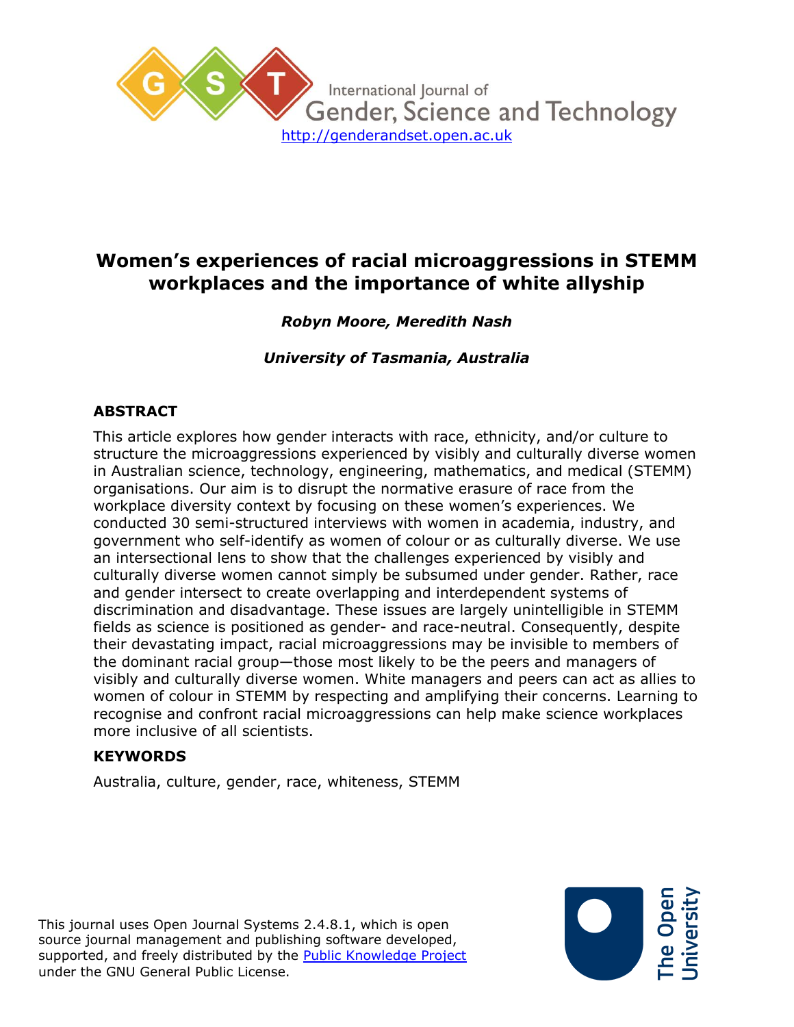International Journal of Gender, Science and Technology

http://genderandset.open.ac.uk

# Women's experiences of racial microaggressions in STEMM workplaces and the importance of white allyship

***Robyn Moore, Meredith Nash***

***University of Tasmania, Australia***

## ABSTRACT

This article explores how gender interacts with race, ethnicity, and/or culture to structure the microaggressions experienced by visibly and culturally diverse women in Australian science, technology, engineering, mathematics, and medical (STEMM) organisations. Our aim is to disrupt the normative erasure of race from the workplace diversity context by focusing on these women's experiences. We conducted 30 semi-structured interviews with women in academia, industry, and government who self-identify as women of colour or as culturally diverse. We use an intersectional lens to show that the challenges experienced by visibly and culturally diverse women cannot simply be subsumed under gender. Rather, race and gender intersect to create overlapping and interdependent systems of discrimination and disadvantage. These issues are largely unintelligible in STEMM fields as science is positioned as gender- and race-neutral. Consequently, despite their devastating impact, racial microaggressions may be invisible to members of the dominant racial group—those most likely to be the peers and managers of visibly and culturally diverse women. White managers and peers can act as allies to women of colour in STEMM by respecting and amplifying their concerns. Learning to recognise and confront racial microaggressions can help make science workplaces more inclusive of all scientists.

## KEYWORDS

Australia, culture, gender, race, whiteness, STEMM

This journal uses Open Journal Systems 2.4.8.1, which is open source journal management and publishing software developed, supported, and freely distributed by the Public Knowledge Project under the GNU General Public License.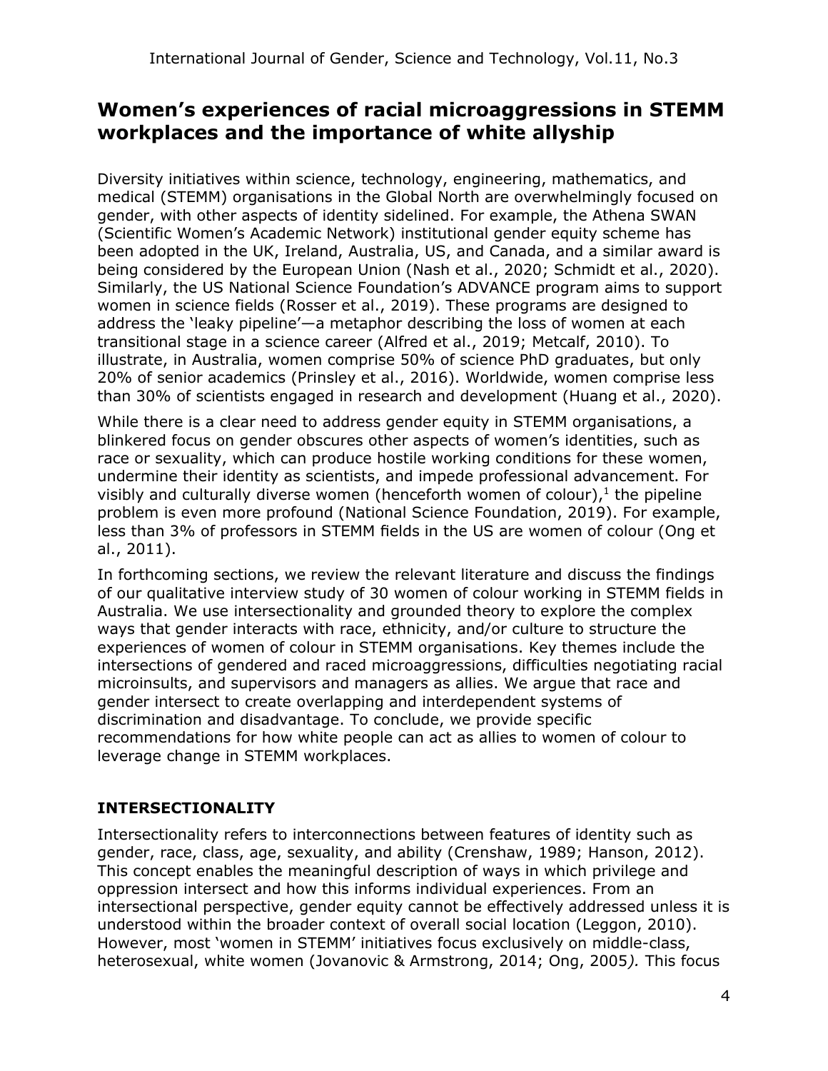# Women's experiences of racial microaggressions in STEMM workplaces and the importance of white allyship

Diversity initiatives within science, technology, engineering, mathematics, and medical (STEMM) organisations in the Global North are overwhelmingly focused on gender, with other aspects of identity sidelined. For example, the Athena SWAN (Scientific Women's Academic Network) institutional gender equity scheme has been adopted in the UK, Ireland, Australia, US, and Canada, and a similar award is being considered by the European Union (Nash et al., 2020; Schmidt et al., 2020). Similarly, the US National Science Foundation's ADVANCE program aims to support women in science fields (Rosser et al., 2019). These programs are designed to address the 'leaky pipeline'—a metaphor describing the loss of women at each transitional stage in a science career (Alfred et al., 2019; Metcalf, 2010). To illustrate, in Australia, women comprise 50% of science PhD graduates, but only 20% of senior academics (Prinsley et al., 2016). Worldwide, women comprise less than 30% of scientists engaged in research and development (Huang et al., 2020).

While there is a clear need to address gender equity in STEMM organisations, a blinkered focus on gender obscures other aspects of women's identities, such as race or sexuality, which can produce hostile working conditions for these women, undermine their identity as scientists, and impede professional advancement. For visibly and culturally diverse women (henceforth women of colour),[1] the pipeline problem is even more profound (National Science Foundation, 2019). For example, less than 3% of professors in STEMM fields in the US are women of colour (Ong et al., 2011).

In forthcoming sections, we review the relevant literature and discuss the findings of our qualitative interview study of 30 women of colour working in STEMM fields in Australia. We use intersectionality and grounded theory to explore the complex ways that gender interacts with race, ethnicity, and/or culture to structure the experiences of women of colour in STEMM organisations. Key themes include the intersections of gendered and raced microaggressions, difficulties negotiating racial microinsults, and supervisors and managers as allies. We argue that race and gender intersect to create overlapping and interdependent systems of discrimination and disadvantage. To conclude, we provide specific recommendations for how white people can act as allies to women of colour to leverage change in STEMM workplaces.

## INTERSECTIONALITY

Intersectionality refers to interconnections between features of identity such as gender, race, class, age, sexuality, and ability (Crenshaw, 1989; Hanson, 2012). This concept enables the meaningful description of ways in which privilege and oppression intersect and how this informs individual experiences. From an intersectional perspective, gender equity cannot be effectively addressed unless it is understood within the broader context of overall social location (Leggon, 2010). However, most 'women in STEMM' initiatives focus exclusively on middle-class, heterosexual, white women (Jovanovic & Armstrong, 2014; Ong, 2005*).* This focus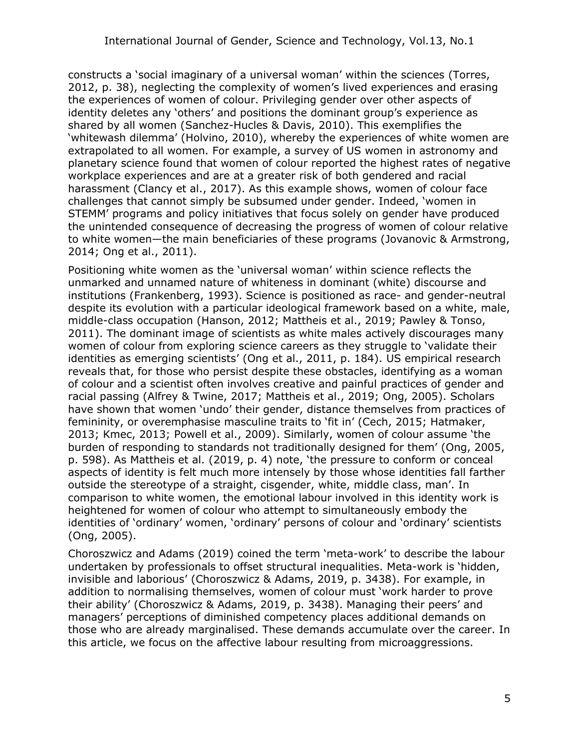constructs a 'social imaginary of a universal woman' within the sciences (Torres, 2012, p. 38), neglecting the complexity of women's lived experiences and erasing the experiences of women of colour. Privileging gender over other aspects of identity deletes any 'others' and positions the dominant group's experience as shared by all women (Sanchez-Hucles & Davis, 2010). This exemplifies the 'whitewash dilemma' (Holvino, 2010), whereby the experiences of white women are extrapolated to all women. For example, a survey of US women in astronomy and planetary science found that women of colour reported the highest rates of negative workplace experiences and are at a greater risk of both gendered and racial harassment (Clancy et al., 2017). As this example shows, women of colour face challenges that cannot simply be subsumed under gender. Indeed, 'women in STEMM' programs and policy initiatives that focus solely on gender have produced the unintended consequence of decreasing the progress of women of colour relative to white women—the main beneficiaries of these programs (Jovanovic & Armstrong, 2014; Ong et al., 2011).

Positioning white women as the 'universal woman' within science reflects the unmarked and unnamed nature of whiteness in dominant (white) discourse and institutions (Frankenberg, 1993). Science is positioned as race- and gender-neutral despite its evolution with a particular ideological framework based on a white, male, middle-class occupation (Hanson, 2012; Mattheis et al., 2019; Pawley & Tonso, 2011). The dominant image of scientists as white males actively discourages many women of colour from exploring science careers as they struggle to 'validate their identities as emerging scientists' (Ong et al., 2011, p. 184). US empirical research reveals that, for those who persist despite these obstacles, identifying as a woman of colour and a scientist often involves creative and painful practices of gender and racial passing (Alfrey & Twine, 2017; Mattheis et al., 2019; Ong, 2005). Scholars have shown that women 'undo' their gender, distance themselves from practices of femininity, or overemphasise masculine traits to 'fit in' (Cech, 2015; Hatmaker, 2013; Kmec, 2013; Powell et al., 2009). Similarly, women of colour assume 'the burden of responding to standards not traditionally designed for them' (Ong, 2005, p. 598). As Mattheis et al. (2019, p. 4) note, 'the pressure to conform or conceal aspects of identity is felt much more intensely by those whose identities fall farther outside the stereotype of a straight, cisgender, white, middle class, man'. In comparison to white women, the emotional labour involved in this identity work is heightened for women of colour who attempt to simultaneously embody the identities of 'ordinary' women, 'ordinary' persons of colour and 'ordinary' scientists (Ong, 2005).

Choroszwicz and Adams (2019) coined the term 'meta-work' to describe the labour undertaken by professionals to offset structural inequalities. Meta-work is 'hidden, invisible and laborious' (Choroszwicz & Adams, 2019, p. 3438). For example, in addition to normalising themselves, women of colour must 'work harder to prove their ability' (Choroszwicz & Adams, 2019, p. 3438). Managing their peers' and managers' perceptions of diminished competency places additional demands on those who are already marginalised. These demands accumulate over the career. In this article, we focus on the affective labour resulting from microaggressions.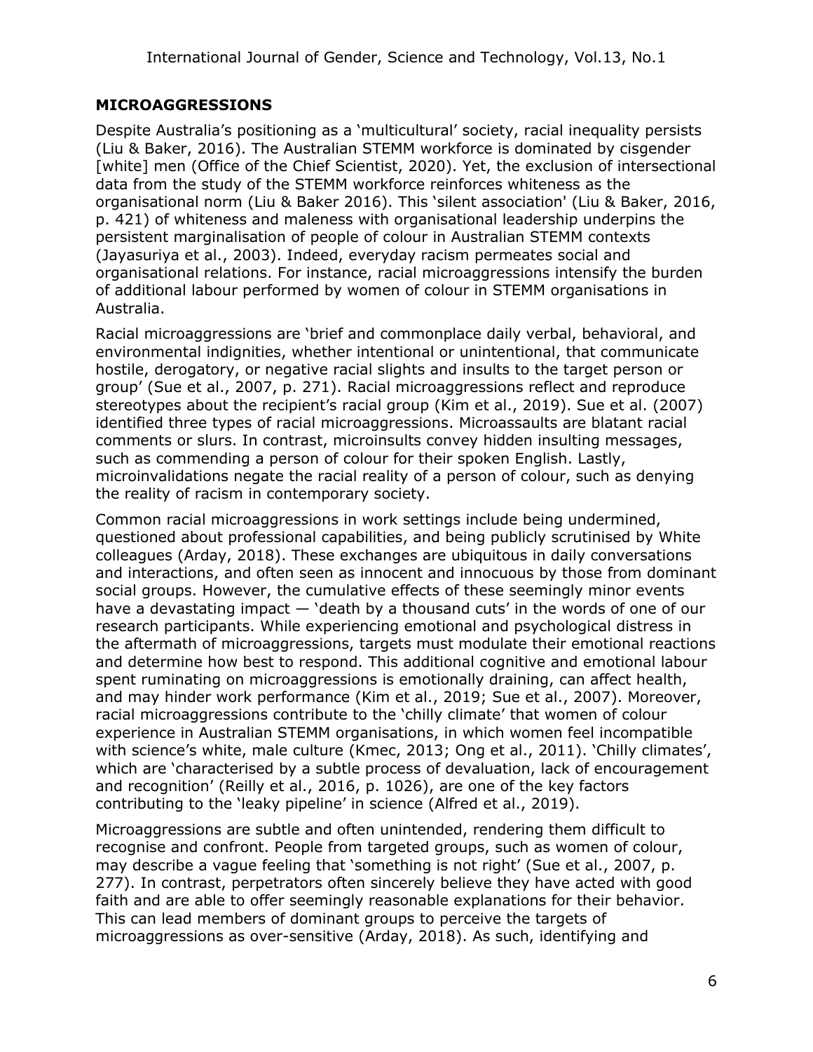## MICROAGGRESSIONS

Despite Australia's positioning as a 'multicultural' society, racial inequality persists (Liu & Baker, 2016). The Australian STEMM workforce is dominated by cisgender [white] men (Office of the Chief Scientist, 2020). Yet, the exclusion of intersectional data from the study of the STEMM workforce reinforces whiteness as the organisational norm (Liu & Baker 2016). This 'silent association' (Liu & Baker, 2016, p. 421) of whiteness and maleness with organisational leadership underpins the persistent marginalisation of people of colour in Australian STEMM contexts (Jayasuriya et al., 2003). Indeed, everyday racism permeates social and organisational relations. For instance, racial microaggressions intensify the burden of additional labour performed by women of colour in STEMM organisations in Australia.

Racial microaggressions are 'brief and commonplace daily verbal, behavioral, and environmental indignities, whether intentional or unintentional, that communicate hostile, derogatory, or negative racial slights and insults to the target person or group' (Sue et al., 2007, p. 271). Racial microaggressions reflect and reproduce stereotypes about the recipient's racial group (Kim et al., 2019). Sue et al. (2007) identified three types of racial microaggressions. Microassaults are blatant racial comments or slurs. In contrast, microinsults convey hidden insulting messages, such as commending a person of colour for their spoken English. Lastly, microinvalidations negate the racial reality of a person of colour, such as denying the reality of racism in contemporary society.

Common racial microaggressions in work settings include being undermined, questioned about professional capabilities, and being publicly scrutinised by White colleagues (Arday, 2018). These exchanges are ubiquitous in daily conversations and interactions, and often seen as innocent and innocuous by those from dominant social groups. However, the cumulative effects of these seemingly minor events have a devastating impact — 'death by a thousand cuts' in the words of one of our research participants. While experiencing emotional and psychological distress in the aftermath of microaggressions, targets must modulate their emotional reactions and determine how best to respond. This additional cognitive and emotional labour spent ruminating on microaggressions is emotionally draining, can affect health, and may hinder work performance (Kim et al., 2019; Sue et al., 2007). Moreover, racial microaggressions contribute to the 'chilly climate' that women of colour experience in Australian STEMM organisations, in which women feel incompatible with science's white, male culture (Kmec, 2013; Ong et al., 2011). 'Chilly climates', which are 'characterised by a subtle process of devaluation, lack of encouragement and recognition' (Reilly et al., 2016, p. 1026), are one of the key factors contributing to the 'leaky pipeline' in science (Alfred et al., 2019).

Microaggressions are subtle and often unintended, rendering them difficult to recognise and confront. People from targeted groups, such as women of colour, may describe a vague feeling that 'something is not right' (Sue et al., 2007, p. 277). In contrast, perpetrators often sincerely believe they have acted with good faith and are able to offer seemingly reasonable explanations for their behavior. This can lead members of dominant groups to perceive the targets of microaggressions as over-sensitive (Arday, 2018). As such, identifying and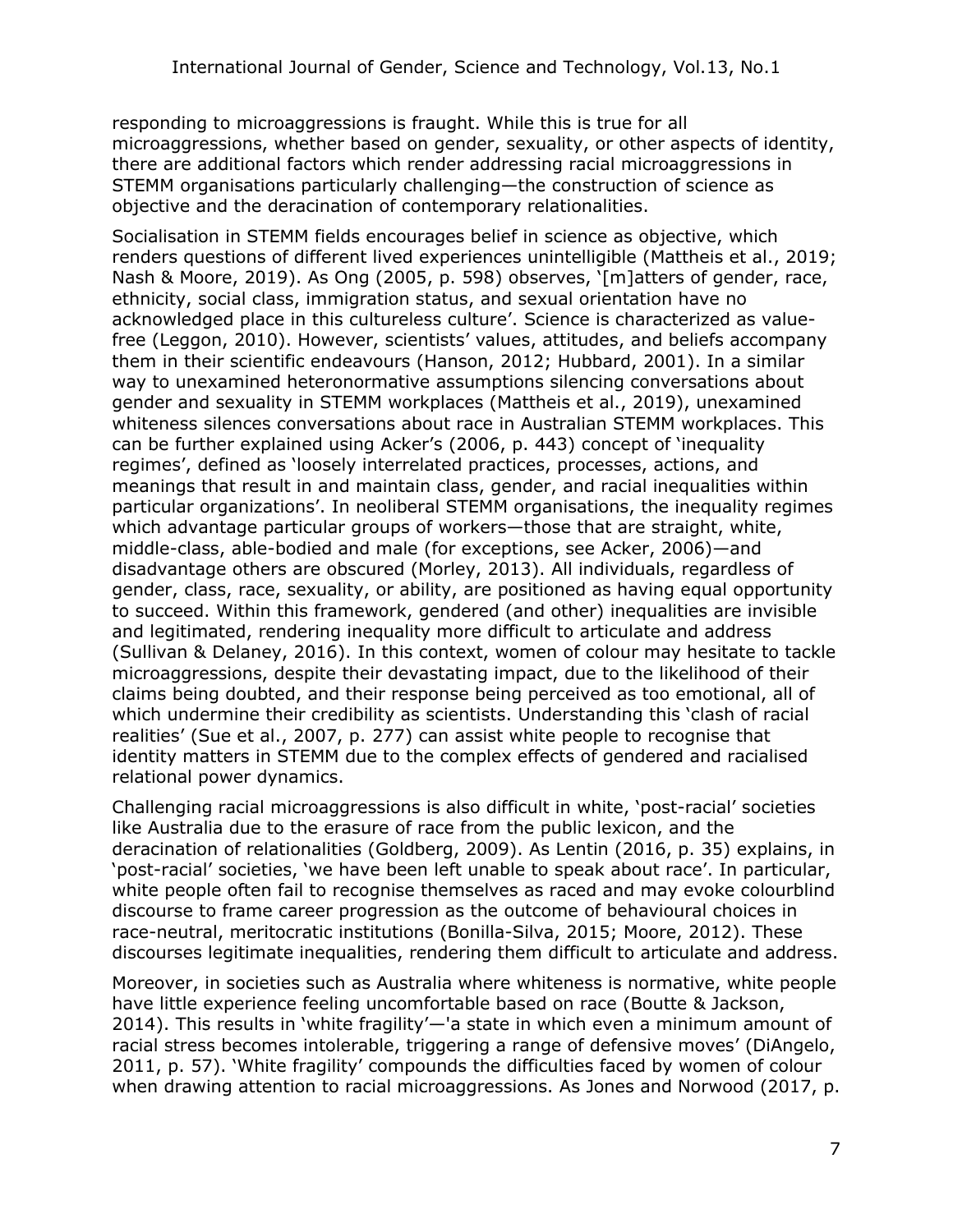responding to microaggressions is fraught. While this is true for all microaggressions, whether based on gender, sexuality, or other aspects of identity, there are additional factors which render addressing racial microaggressions in STEMM organisations particularly challenging—the construction of science as objective and the deracination of contemporary relationalities.

Socialisation in STEMM fields encourages belief in science as objective, which renders questions of different lived experiences unintelligible (Mattheis et al., 2019; Nash & Moore, 2019). As Ong (2005, p. 598) observes, '[m]atters of gender, race, ethnicity, social class, immigration status, and sexual orientation have no acknowledged place in this cultureless culture'. Science is characterized as value-free (Leggon, 2010). However, scientists' values, attitudes, and beliefs accompany them in their scientific endeavours (Hanson, 2012; Hubbard, 2001). In a similar way to unexamined heteronormative assumptions silencing conversations about gender and sexuality in STEMM workplaces (Mattheis et al., 2019), unexamined whiteness silences conversations about race in Australian STEMM workplaces. This can be further explained using Acker's (2006, p. 443) concept of 'inequality regimes', defined as 'loosely interrelated practices, processes, actions, and meanings that result in and maintain class, gender, and racial inequalities within particular organizations'. In neoliberal STEMM organisations, the inequality regimes which advantage particular groups of workers—those that are straight, white, middle-class, able-bodied and male (for exceptions, see Acker, 2006)—and disadvantage others are obscured (Morley, 2013). All individuals, regardless of gender, class, race, sexuality, or ability, are positioned as having equal opportunity to succeed. Within this framework, gendered (and other) inequalities are invisible and legitimated, rendering inequality more difficult to articulate and address (Sullivan & Delaney, 2016). In this context, women of colour may hesitate to tackle microaggressions, despite their devastating impact, due to the likelihood of their claims being doubted, and their response being perceived as too emotional, all of which undermine their credibility as scientists. Understanding this 'clash of racial realities' (Sue et al., 2007, p. 277) can assist white people to recognise that identity matters in STEMM due to the complex effects of gendered and racialised relational power dynamics.

Challenging racial microaggressions is also difficult in white, 'post-racial' societies like Australia due to the erasure of race from the public lexicon, and the deracination of relationalities (Goldberg, 2009). As Lentin (2016, p. 35) explains, in 'post-racial' societies, 'we have been left unable to speak about race'. In particular, white people often fail to recognise themselves as raced and may evoke colourblind discourse to frame career progression as the outcome of behavioural choices in race-neutral, meritocratic institutions (Bonilla-Silva, 2015; Moore, 2012). These discourses legitimate inequalities, rendering them difficult to articulate and address.

Moreover, in societies such as Australia where whiteness is normative, white people have little experience feeling uncomfortable based on race (Boutte & Jackson, 2014). This results in 'white fragility'—'a state in which even a minimum amount of racial stress becomes intolerable, triggering a range of defensive moves' (DiAngelo, 2011, p. 57). 'White fragility' compounds the difficulties faced by women of colour when drawing attention to racial microaggressions. As Jones and Norwood (2017, p.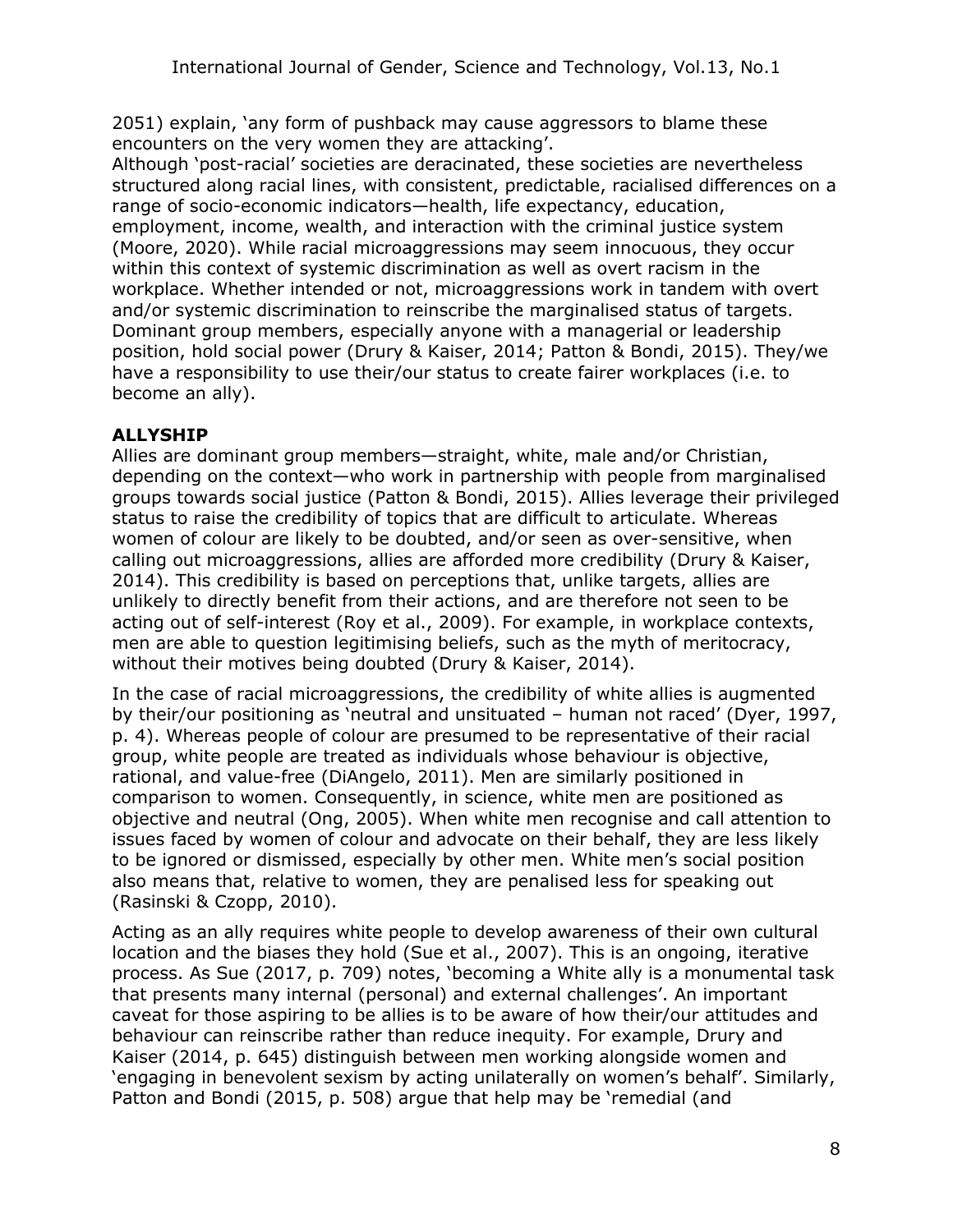2051) explain, 'any form of pushback may cause aggressors to blame these encounters on the very women they are attacking'.

Although 'post-racial' societies are deracinated, these societies are nevertheless structured along racial lines, with consistent, predictable, racialised differences on a range of socio-economic indicators—health, life expectancy, education, employment, income, wealth, and interaction with the criminal justice system (Moore, 2020). While racial microaggressions may seem innocuous, they occur within this context of systemic discrimination as well as overt racism in the workplace. Whether intended or not, microaggressions work in tandem with overt and/or systemic discrimination to reinscribe the marginalised status of targets. Dominant group members, especially anyone with a managerial or leadership position, hold social power (Drury & Kaiser, 2014; Patton & Bondi, 2015). They/we have a responsibility to use their/our status to create fairer workplaces (i.e. to become an ally).

## ALLYSHIP

Allies are dominant group members—straight, white, male and/or Christian, depending on the context—who work in partnership with people from marginalised groups towards social justice (Patton & Bondi, 2015). Allies leverage their privileged status to raise the credibility of topics that are difficult to articulate. Whereas women of colour are likely to be doubted, and/or seen as over-sensitive, when calling out microaggressions, allies are afforded more credibility (Drury & Kaiser, 2014). This credibility is based on perceptions that, unlike targets, allies are unlikely to directly benefit from their actions, and are therefore not seen to be acting out of self-interest (Roy et al., 2009). For example, in workplace contexts, men are able to question legitimising beliefs, such as the myth of meritocracy, without their motives being doubted (Drury & Kaiser, 2014).

In the case of racial microaggressions, the credibility of white allies is augmented by their/our positioning as 'neutral and unsituated – human not raced' (Dyer, 1997, p. 4). Whereas people of colour are presumed to be representative of their racial group, white people are treated as individuals whose behaviour is objective, rational, and value-free (DiAngelo, 2011). Men are similarly positioned in comparison to women. Consequently, in science, white men are positioned as objective and neutral (Ong, 2005). When white men recognise and call attention to issues faced by women of colour and advocate on their behalf, they are less likely to be ignored or dismissed, especially by other men. White men's social position also means that, relative to women, they are penalised less for speaking out (Rasinski & Czopp, 2010).

Acting as an ally requires white people to develop awareness of their own cultural location and the biases they hold (Sue et al., 2007). This is an ongoing, iterative process. As Sue (2017, p. 709) notes, 'becoming a White ally is a monumental task that presents many internal (personal) and external challenges'. An important caveat for those aspiring to be allies is to be aware of how their/our attitudes and behaviour can reinscribe rather than reduce inequity. For example, Drury and Kaiser (2014, p. 645) distinguish between men working alongside women and 'engaging in benevolent sexism by acting unilaterally on women's behalf'. Similarly, Patton and Bondi (2015, p. 508) argue that help may be 'remedial (and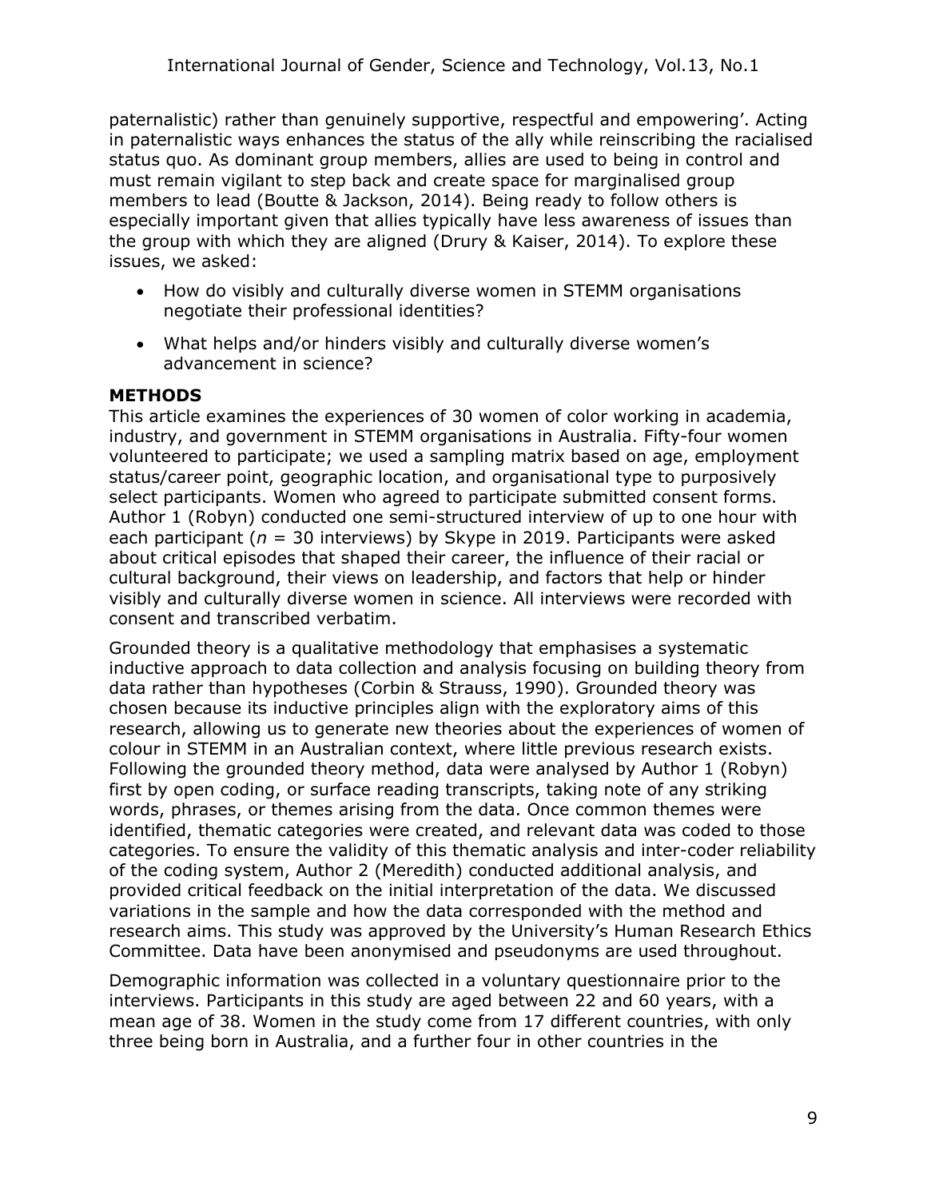paternalistic) rather than genuinely supportive, respectful and empowering'. Acting in paternalistic ways enhances the status of the ally while reinscribing the racialised status quo. As dominant group members, allies are used to being in control and must remain vigilant to step back and create space for marginalised group members to lead (Boutte & Jackson, 2014). Being ready to follow others is especially important given that allies typically have less awareness of issues than the group with which they are aligned (Drury & Kaiser, 2014). To explore these issues, we asked:

- How do visibly and culturally diverse women in STEMM organisations negotiate their professional identities?
- What helps and/or hinders visibly and culturally diverse women's advancement in science?

## METHODS

This article examines the experiences of 30 women of color working in academia, industry, and government in STEMM organisations in Australia. Fifty-four women volunteered to participate; we used a sampling matrix based on age, employment status/career point, geographic location, and organisational type to purposively select participants. Women who agreed to participate submitted consent forms. Author 1 (Robyn) conducted one semi-structured interview of up to one hour with each participant (*n* = 30 interviews) by Skype in 2019. Participants were asked about critical episodes that shaped their career, the influence of their racial or cultural background, their views on leadership, and factors that help or hinder visibly and culturally diverse women in science. All interviews were recorded with consent and transcribed verbatim.

Grounded theory is a qualitative methodology that emphasises a systematic inductive approach to data collection and analysis focusing on building theory from data rather than hypotheses (Corbin & Strauss, 1990). Grounded theory was chosen because its inductive principles align with the exploratory aims of this research, allowing us to generate new theories about the experiences of women of colour in STEMM in an Australian context, where little previous research exists. Following the grounded theory method, data were analysed by Author 1 (Robyn) first by open coding, or surface reading transcripts, taking note of any striking words, phrases, or themes arising from the data. Once common themes were identified, thematic categories were created, and relevant data was coded to those categories. To ensure the validity of this thematic analysis and inter-coder reliability of the coding system, Author 2 (Meredith) conducted additional analysis, and provided critical feedback on the initial interpretation of the data. We discussed variations in the sample and how the data corresponded with the method and research aims. This study was approved by the University's Human Research Ethics Committee. Data have been anonymised and pseudonyms are used throughout.

Demographic information was collected in a voluntary questionnaire prior to the interviews. Participants in this study are aged between 22 and 60 years, with a mean age of 38. Women in the study come from 17 different countries, with only three being born in Australia, and a further four in other countries in the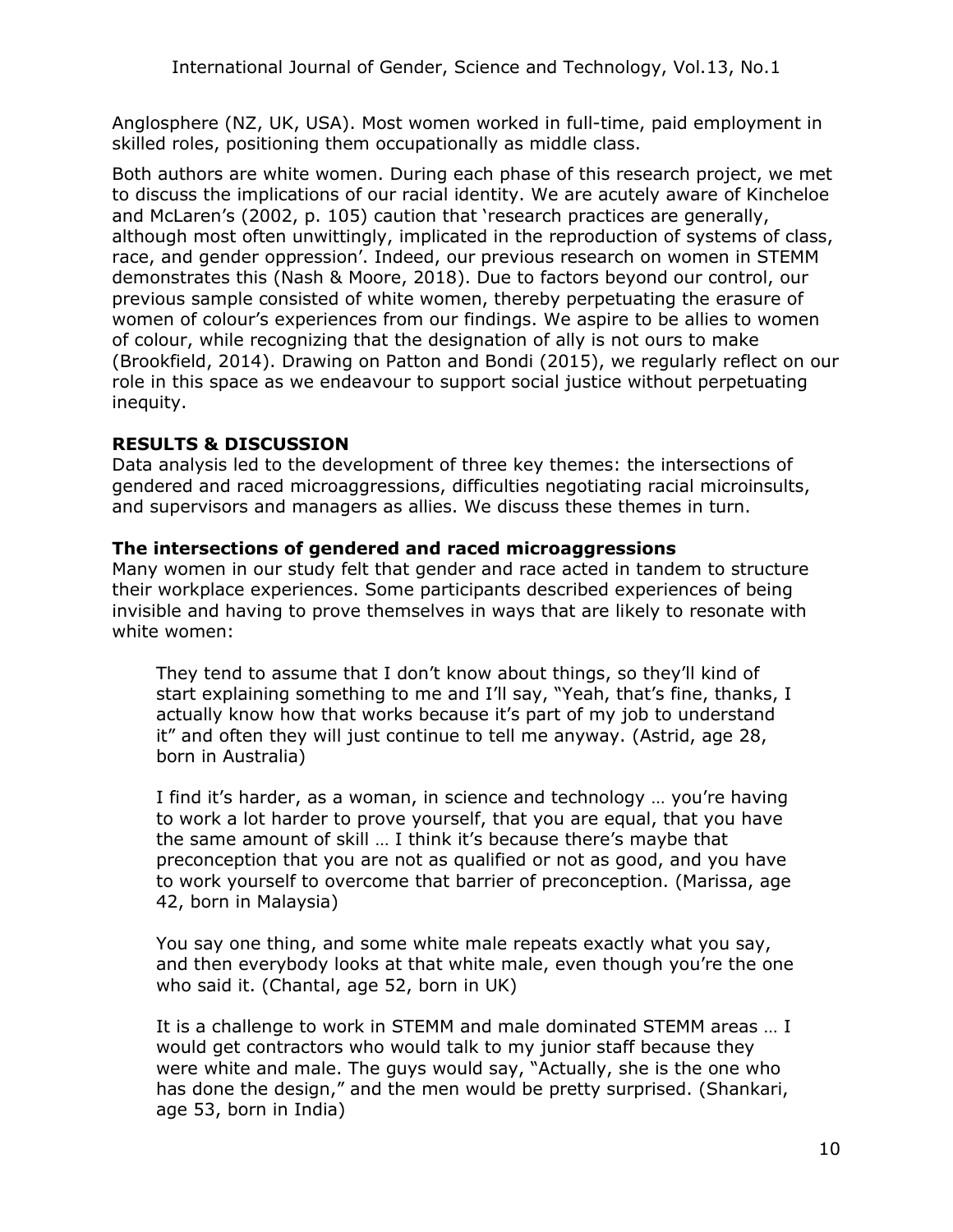Anglosphere (NZ, UK, USA). Most women worked in full-time, paid employment in skilled roles, positioning them occupationally as middle class.

Both authors are white women. During each phase of this research project, we met to discuss the implications of our racial identity. We are acutely aware of Kincheloe and McLaren's (2002, p. 105) caution that 'research practices are generally, although most often unwittingly, implicated in the reproduction of systems of class, race, and gender oppression'. Indeed, our previous research on women in STEMM demonstrates this (Nash & Moore, 2018). Due to factors beyond our control, our previous sample consisted of white women, thereby perpetuating the erasure of women of colour's experiences from our findings. We aspire to be allies to women of colour, while recognizing that the designation of ally is not ours to make (Brookfield, 2014). Drawing on Patton and Bondi (2015), we regularly reflect on our role in this space as we endeavour to support social justice without perpetuating inequity.

## RESULTS & DISCUSSION

Data analysis led to the development of three key themes: the intersections of gendered and raced microaggressions, difficulties negotiating racial microinsults, and supervisors and managers as allies. We discuss these themes in turn.

### The intersections of gendered and raced microaggressions

Many women in our study felt that gender and race acted in tandem to structure their workplace experiences. Some participants described experiences of being invisible and having to prove themselves in ways that are likely to resonate with white women:

> They tend to assume that I don't know about things, so they'll kind of start explaining something to me and I'll say, "Yeah, that's fine, thanks, I actually know how that works because it's part of my job to understand it" and often they will just continue to tell me anyway. (Astrid, age 28, born in Australia)

> I find it's harder, as a woman, in science and technology … you're having to work a lot harder to prove yourself, that you are equal, that you have the same amount of skill … I think it's because there's maybe that preconception that you are not as qualified or not as good, and you have to work yourself to overcome that barrier of preconception. (Marissa, age 42, born in Malaysia)

> You say one thing, and some white male repeats exactly what you say, and then everybody looks at that white male, even though you're the one who said it. (Chantal, age 52, born in UK)

> It is a challenge to work in STEMM and male dominated STEMM areas … I would get contractors who would talk to my junior staff because they were white and male. The guys would say, "Actually, she is the one who has done the design," and the men would be pretty surprised. (Shankari, age 53, born in India)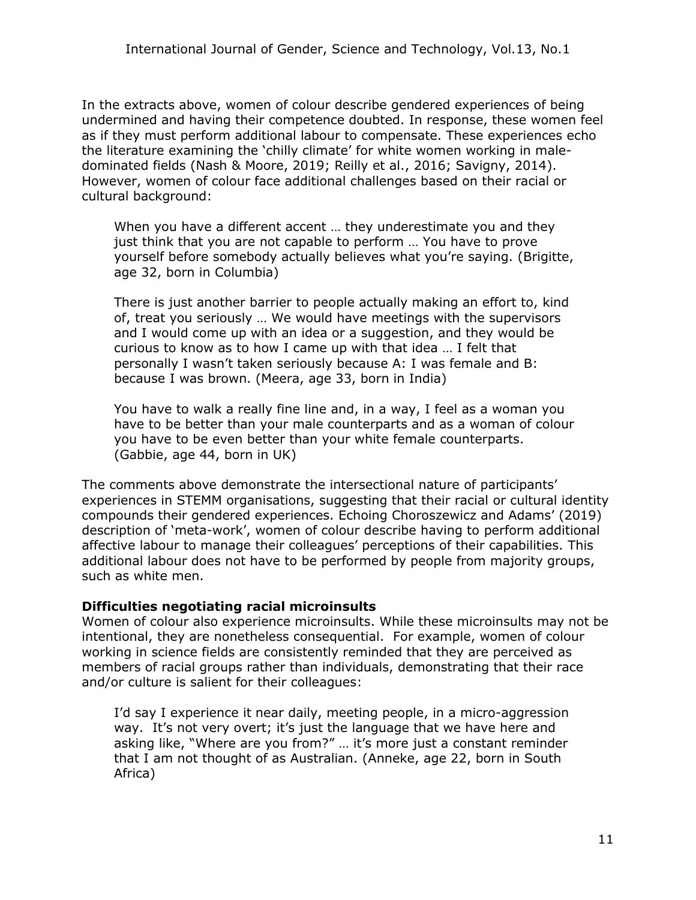In the extracts above, women of colour describe gendered experiences of being undermined and having their competence doubted. In response, these women feel as if they must perform additional labour to compensate. These experiences echo the literature examining the 'chilly climate' for white women working in male-dominated fields (Nash & Moore, 2019; Reilly et al., 2016; Savigny, 2014). However, women of colour face additional challenges based on their racial or cultural background:

> When you have a different accent … they underestimate you and they just think that you are not capable to perform … You have to prove yourself before somebody actually believes what you're saying. (Brigitte, age 32, born in Columbia)

> There is just another barrier to people actually making an effort to, kind of, treat you seriously … We would have meetings with the supervisors and I would come up with an idea or a suggestion, and they would be curious to know as to how I came up with that idea … I felt that personally I wasn't taken seriously because A: I was female and B: because I was brown. (Meera, age 33, born in India)

> You have to walk a really fine line and, in a way, I feel as a woman you have to be better than your male counterparts and as a woman of colour you have to be even better than your white female counterparts. (Gabbie, age 44, born in UK)

The comments above demonstrate the intersectional nature of participants' experiences in STEMM organisations, suggesting that their racial or cultural identity compounds their gendered experiences. Echoing Choroszewicz and Adams' (2019) description of 'meta-work', women of colour describe having to perform additional affective labour to manage their colleagues' perceptions of their capabilities. This additional labour does not have to be performed by people from majority groups, such as white men.

**Difficulties negotiating racial microinsults**

Women of colour also experience microinsults. While these microinsults may not be intentional, they are nonetheless consequential. For example, women of colour working in science fields are consistently reminded that they are perceived as members of racial groups rather than individuals, demonstrating that their race and/or culture is salient for their colleagues:

> I'd say I experience it near daily, meeting people, in a micro-aggression way. It's not very overt; it's just the language that we have here and asking like, "Where are you from?" … it's more just a constant reminder that I am not thought of as Australian. (Anneke, age 22, born in South Africa)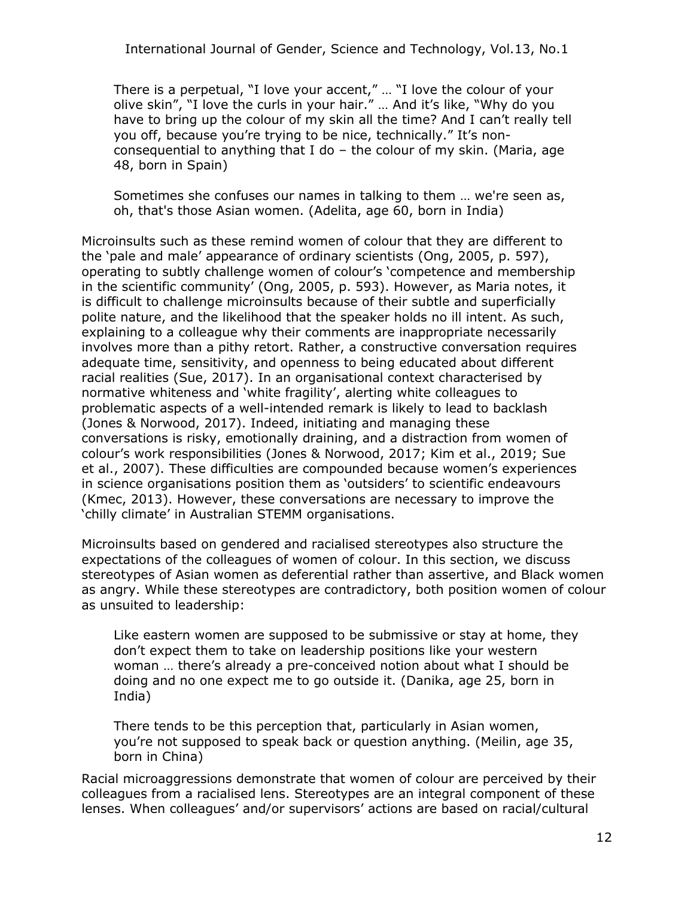> There is a perpetual, "I love your accent," … "I love the colour of your olive skin", "I love the curls in your hair." … And it's like, "Why do you have to bring up the colour of my skin all the time? And I can't really tell you off, because you're trying to be nice, technically." It's non-consequential to anything that I do – the colour of my skin. (Maria, age 48, born in Spain)

> Sometimes she confuses our names in talking to them … we're seen as, oh, that's those Asian women. (Adelita, age 60, born in India)

Microinsults such as these remind women of colour that they are different to the 'pale and male' appearance of ordinary scientists (Ong, 2005, p. 597), operating to subtly challenge women of colour's 'competence and membership in the scientific community' (Ong, 2005, p. 593). However, as Maria notes, it is difficult to challenge microinsults because of their subtle and superficially polite nature, and the likelihood that the speaker holds no ill intent. As such, explaining to a colleague why their comments are inappropriate necessarily involves more than a pithy retort. Rather, a constructive conversation requires adequate time, sensitivity, and openness to being educated about different racial realities (Sue, 2017). In an organisational context characterised by normative whiteness and 'white fragility', alerting white colleagues to problematic aspects of a well-intended remark is likely to lead to backlash (Jones & Norwood, 2017). Indeed, initiating and managing these conversations is risky, emotionally draining, and a distraction from women of colour's work responsibilities (Jones & Norwood, 2017; Kim et al., 2019; Sue et al., 2007). These difficulties are compounded because women's experiences in science organisations position them as 'outsiders' to scientific endeavours (Kmec, 2013). However, these conversations are necessary to improve the 'chilly climate' in Australian STEMM organisations.

Microinsults based on gendered and racialised stereotypes also structure the expectations of the colleagues of women of colour. In this section, we discuss stereotypes of Asian women as deferential rather than assertive, and Black women as angry. While these stereotypes are contradictory, both position women of colour as unsuited to leadership:

> Like eastern women are supposed to be submissive or stay at home, they don't expect them to take on leadership positions like your western woman … there's already a pre-conceived notion about what I should be doing and no one expect me to go outside it. (Danika, age 25, born in India)

> There tends to be this perception that, particularly in Asian women, you're not supposed to speak back or question anything. (Meilin, age 35, born in China)

Racial microaggressions demonstrate that women of colour are perceived by their colleagues from a racialised lens. Stereotypes are an integral component of these lenses. When colleagues' and/or supervisors' actions are based on racial/cultural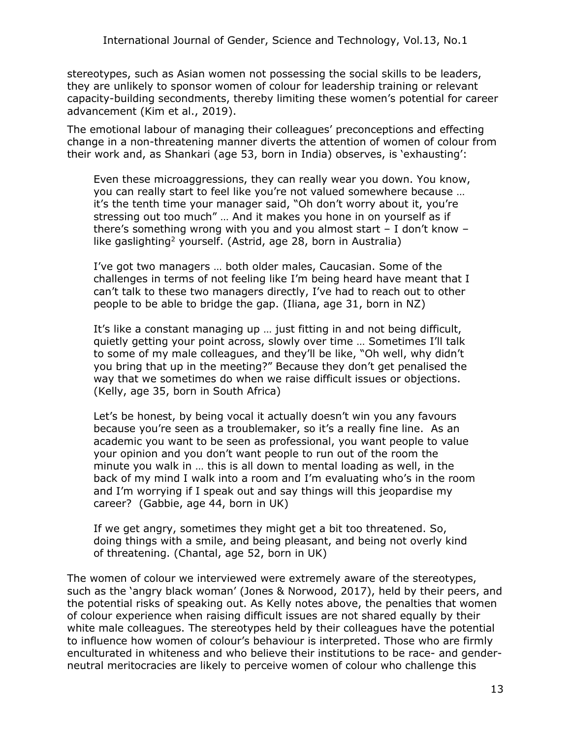stereotypes, such as Asian women not possessing the social skills to be leaders, they are unlikely to sponsor women of colour for leadership training or relevant capacity-building secondments, thereby limiting these women's potential for career advancement (Kim et al., 2019).

The emotional labour of managing their colleagues' preconceptions and effecting change in a non-threatening manner diverts the attention of women of colour from their work and, as Shankari (age 53, born in India) observes, is 'exhausting':

> Even these microaggressions, they can really wear you down. You know, you can really start to feel like you're not valued somewhere because … it's the tenth time your manager said, "Oh don't worry about it, you're stressing out too much" … And it makes you hone in on yourself as if there's something wrong with you and you almost start – I don't know – like gaslighting[2] yourself. (Astrid, age 28, born in Australia)

> I've got two managers … both older males, Caucasian. Some of the challenges in terms of not feeling like I'm being heard have meant that I can't talk to these two managers directly, I've had to reach out to other people to be able to bridge the gap. (Iliana, age 31, born in NZ)

> It's like a constant managing up … just fitting in and not being difficult, quietly getting your point across, slowly over time … Sometimes I'll talk to some of my male colleagues, and they'll be like, "Oh well, why didn't you bring that up in the meeting?" Because they don't get penalised the way that we sometimes do when we raise difficult issues or objections. (Kelly, age 35, born in South Africa)

> Let's be honest, by being vocal it actually doesn't win you any favours because you're seen as a troublemaker, so it's a really fine line. As an academic you want to be seen as professional, you want people to value your opinion and you don't want people to run out of the room the minute you walk in … this is all down to mental loading as well, in the back of my mind I walk into a room and I'm evaluating who's in the room and I'm worrying if I speak out and say things will this jeopardise my career? (Gabbie, age 44, born in UK)

> If we get angry, sometimes they might get a bit too threatened. So, doing things with a smile, and being pleasant, and being not overly kind of threatening. (Chantal, age 52, born in UK)

The women of colour we interviewed were extremely aware of the stereotypes, such as the 'angry black woman' (Jones & Norwood, 2017), held by their peers, and the potential risks of speaking out. As Kelly notes above, the penalties that women of colour experience when raising difficult issues are not shared equally by their white male colleagues. The stereotypes held by their colleagues have the potential to influence how women of colour's behaviour is interpreted. Those who are firmly enculturated in whiteness and who believe their institutions to be race- and gender-neutral meritocracies are likely to perceive women of colour who challenge this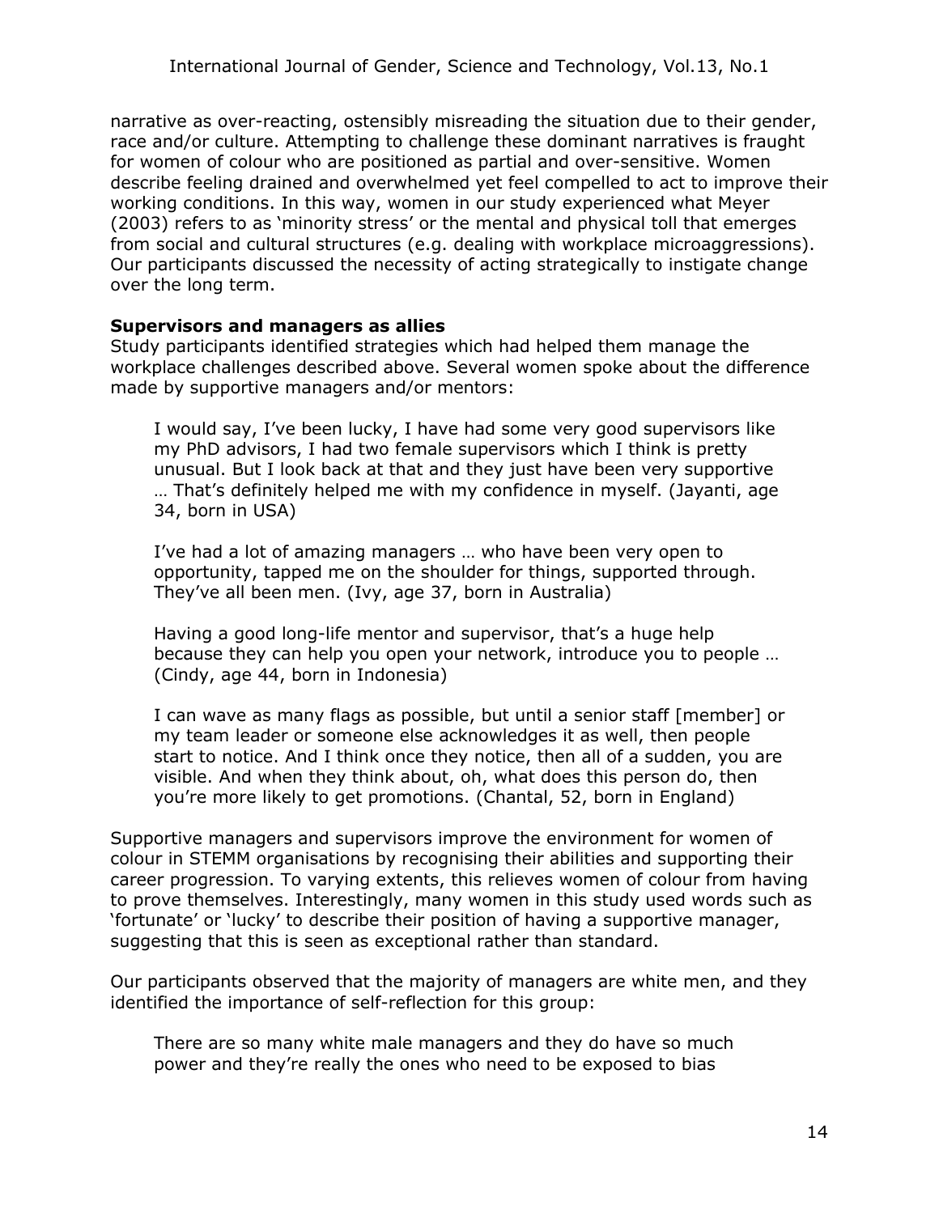narrative as over-reacting, ostensibly misreading the situation due to their gender, race and/or culture. Attempting to challenge these dominant narratives is fraught for women of colour who are positioned as partial and over-sensitive. Women describe feeling drained and overwhelmed yet feel compelled to act to improve their working conditions. In this way, women in our study experienced what Meyer (2003) refers to as 'minority stress' or the mental and physical toll that emerges from social and cultural structures (e.g. dealing with workplace microaggressions). Our participants discussed the necessity of acting strategically to instigate change over the long term.

**Supervisors and managers as allies**

Study participants identified strategies which had helped them manage the workplace challenges described above. Several women spoke about the difference made by supportive managers and/or mentors:

> I would say, I've been lucky, I have had some very good supervisors like my PhD advisors, I had two female supervisors which I think is pretty unusual. But I look back at that and they just have been very supportive … That's definitely helped me with my confidence in myself. (Jayanti, age 34, born in USA)

> I've had a lot of amazing managers … who have been very open to opportunity, tapped me on the shoulder for things, supported through. They've all been men. (Ivy, age 37, born in Australia)

> Having a good long-life mentor and supervisor, that's a huge help because they can help you open your network, introduce you to people … (Cindy, age 44, born in Indonesia)

> I can wave as many flags as possible, but until a senior staff [member] or my team leader or someone else acknowledges it as well, then people start to notice. And I think once they notice, then all of a sudden, you are visible. And when they think about, oh, what does this person do, then you're more likely to get promotions. (Chantal, 52, born in England)

Supportive managers and supervisors improve the environment for women of colour in STEMM organisations by recognising their abilities and supporting their career progression. To varying extents, this relieves women of colour from having to prove themselves. Interestingly, many women in this study used words such as 'fortunate' or 'lucky' to describe their position of having a supportive manager, suggesting that this is seen as exceptional rather than standard.

Our participants observed that the majority of managers are white men, and they identified the importance of self-reflection for this group:

> There are so many white male managers and they do have so much power and they're really the ones who need to be exposed to bias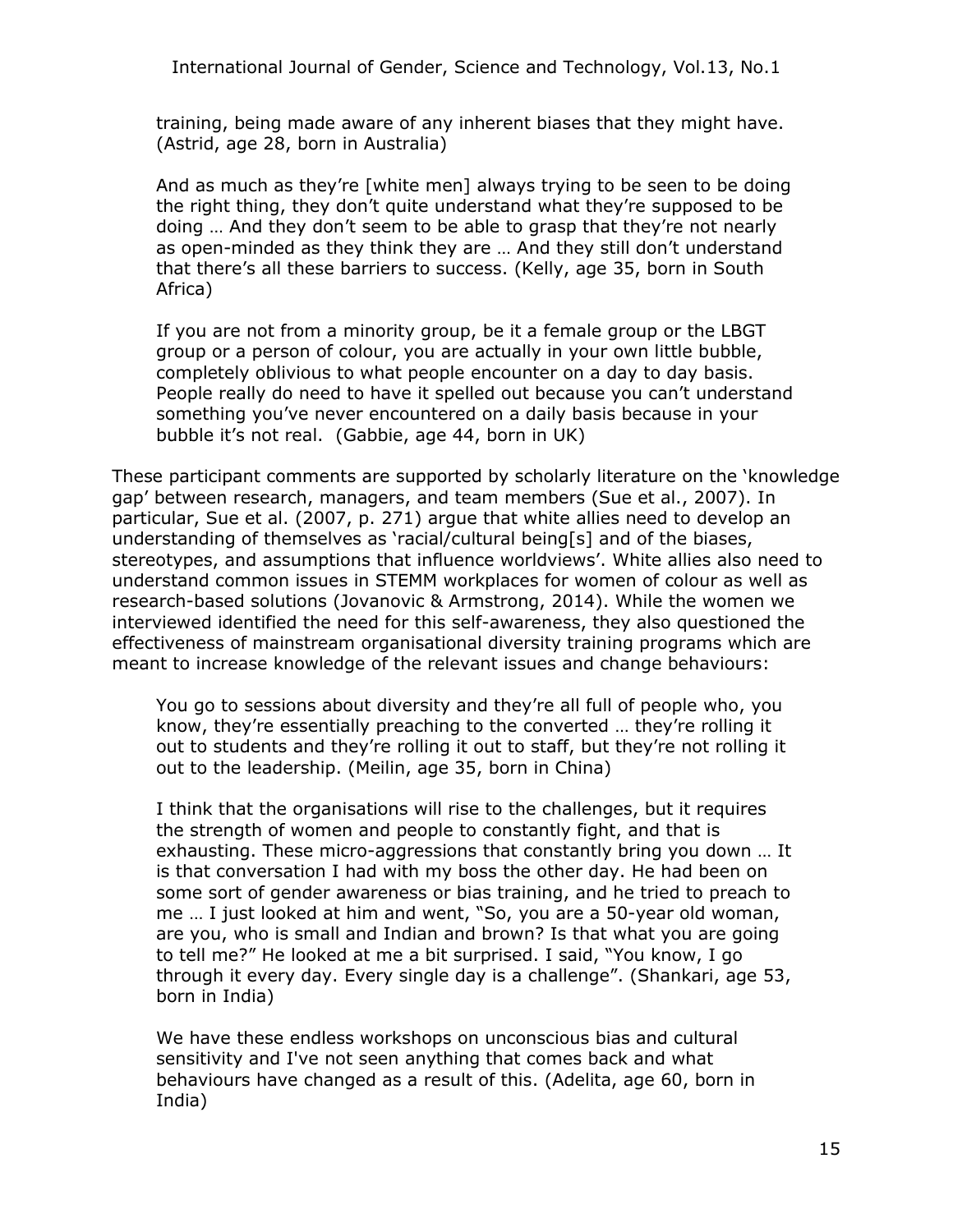> training, being made aware of any inherent biases that they might have. (Astrid, age 28, born in Australia)

> And as much as they're [white men] always trying to be seen to be doing the right thing, they don't quite understand what they're supposed to be doing … And they don't seem to be able to grasp that they're not nearly as open-minded as they think they are … And they still don't understand that there's all these barriers to success. (Kelly, age 35, born in South Africa)

> If you are not from a minority group, be it a female group or the LBGT group or a person of colour, you are actually in your own little bubble, completely oblivious to what people encounter on a day to day basis. People really do need to have it spelled out because you can't understand something you've never encountered on a daily basis because in your bubble it's not real. (Gabbie, age 44, born in UK)

These participant comments are supported by scholarly literature on the 'knowledge gap' between research, managers, and team members (Sue et al., 2007). In particular, Sue et al. (2007, p. 271) argue that white allies need to develop an understanding of themselves as 'racial/cultural being[s] and of the biases, stereotypes, and assumptions that influence worldviews'. White allies also need to understand common issues in STEMM workplaces for women of colour as well as research-based solutions (Jovanovic & Armstrong, 2014). While the women we interviewed identified the need for this self-awareness, they also questioned the effectiveness of mainstream organisational diversity training programs which are meant to increase knowledge of the relevant issues and change behaviours:

> You go to sessions about diversity and they're all full of people who, you know, they're essentially preaching to the converted … they're rolling it out to students and they're rolling it out to staff, but they're not rolling it out to the leadership. (Meilin, age 35, born in China)

> I think that the organisations will rise to the challenges, but it requires the strength of women and people to constantly fight, and that is exhausting. These micro-aggressions that constantly bring you down … It is that conversation I had with my boss the other day. He had been on some sort of gender awareness or bias training, and he tried to preach to me … I just looked at him and went, "So, you are a 50-year old woman, are you, who is small and Indian and brown? Is that what you are going to tell me?" He looked at me a bit surprised. I said, "You know, I go through it every day. Every single day is a challenge". (Shankari, age 53, born in India)

> We have these endless workshops on unconscious bias and cultural sensitivity and I've not seen anything that comes back and what behaviours have changed as a result of this. (Adelita, age 60, born in India)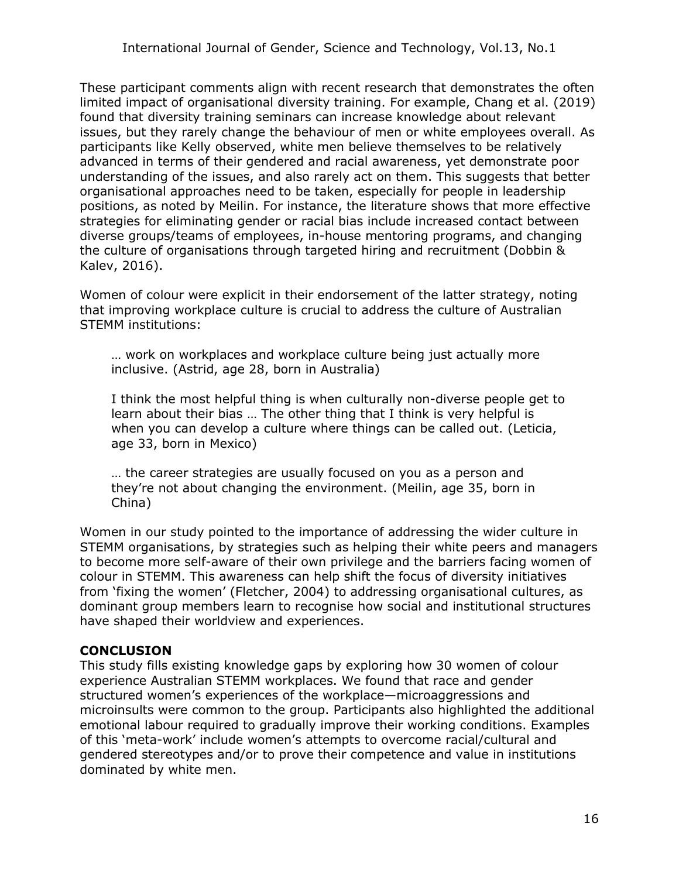These participant comments align with recent research that demonstrates the often limited impact of organisational diversity training. For example, Chang et al. (2019) found that diversity training seminars can increase knowledge about relevant issues, but they rarely change the behaviour of men or white employees overall. As participants like Kelly observed, white men believe themselves to be relatively advanced in terms of their gendered and racial awareness, yet demonstrate poor understanding of the issues, and also rarely act on them. This suggests that better organisational approaches need to be taken, especially for people in leadership positions, as noted by Meilin. For instance, the literature shows that more effective strategies for eliminating gender or racial bias include increased contact between diverse groups/teams of employees, in-house mentoring programs, and changing the culture of organisations through targeted hiring and recruitment (Dobbin & Kalev, 2016).

Women of colour were explicit in their endorsement of the latter strategy, noting that improving workplace culture is crucial to address the culture of Australian STEMM institutions:

> … work on workplaces and workplace culture being just actually more inclusive. (Astrid, age 28, born in Australia)

> I think the most helpful thing is when culturally non-diverse people get to learn about their bias … The other thing that I think is very helpful is when you can develop a culture where things can be called out. (Leticia, age 33, born in Mexico)

> … the career strategies are usually focused on you as a person and they're not about changing the environment. (Meilin, age 35, born in China)

Women in our study pointed to the importance of addressing the wider culture in STEMM organisations, by strategies such as helping their white peers and managers to become more self-aware of their own privilege and the barriers facing women of colour in STEMM. This awareness can help shift the focus of diversity initiatives from 'fixing the women' (Fletcher, 2004) to addressing organisational cultures, as dominant group members learn to recognise how social and institutional structures have shaped their worldview and experiences.

## CONCLUSION

This study fills existing knowledge gaps by exploring how 30 women of colour experience Australian STEMM workplaces. We found that race and gender structured women's experiences of the workplace—microaggressions and microinsults were common to the group. Participants also highlighted the additional emotional labour required to gradually improve their working conditions. Examples of this 'meta-work' include women's attempts to overcome racial/cultural and gendered stereotypes and/or to prove their competence and value in institutions dominated by white men.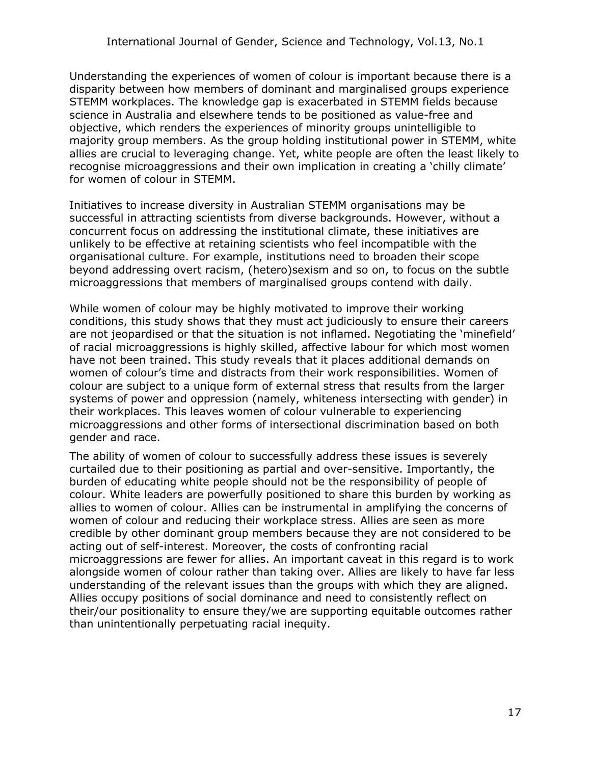Understanding the experiences of women of colour is important because there is a disparity between how members of dominant and marginalised groups experience STEMM workplaces. The knowledge gap is exacerbated in STEMM fields because science in Australia and elsewhere tends to be positioned as value-free and objective, which renders the experiences of minority groups unintelligible to majority group members. As the group holding institutional power in STEMM, white allies are crucial to leveraging change. Yet, white people are often the least likely to recognise microaggressions and their own implication in creating a 'chilly climate' for women of colour in STEMM.

Initiatives to increase diversity in Australian STEMM organisations may be successful in attracting scientists from diverse backgrounds. However, without a concurrent focus on addressing the institutional climate, these initiatives are unlikely to be effective at retaining scientists who feel incompatible with the organisational culture. For example, institutions need to broaden their scope beyond addressing overt racism, (hetero)sexism and so on, to focus on the subtle microaggressions that members of marginalised groups contend with daily.

While women of colour may be highly motivated to improve their working conditions, this study shows that they must act judiciously to ensure their careers are not jeopardised or that the situation is not inflamed. Negotiating the 'minefield' of racial microaggressions is highly skilled, affective labour for which most women have not been trained. This study reveals that it places additional demands on women of colour's time and distracts from their work responsibilities. Women of colour are subject to a unique form of external stress that results from the larger systems of power and oppression (namely, whiteness intersecting with gender) in their workplaces. This leaves women of colour vulnerable to experiencing microaggressions and other forms of intersectional discrimination based on both gender and race.

The ability of women of colour to successfully address these issues is severely curtailed due to their positioning as partial and over-sensitive. Importantly, the burden of educating white people should not be the responsibility of people of colour. White leaders are powerfully positioned to share this burden by working as allies to women of colour. Allies can be instrumental in amplifying the concerns of women of colour and reducing their workplace stress. Allies are seen as more credible by other dominant group members because they are not considered to be acting out of self-interest. Moreover, the costs of confronting racial microaggressions are fewer for allies. An important caveat in this regard is to work alongside women of colour rather than taking over. Allies are likely to have far less understanding of the relevant issues than the groups with which they are aligned. Allies occupy positions of social dominance and need to consistently reflect on their/our positionality to ensure they/we are supporting equitable outcomes rather than unintentionally perpetuating racial inequity.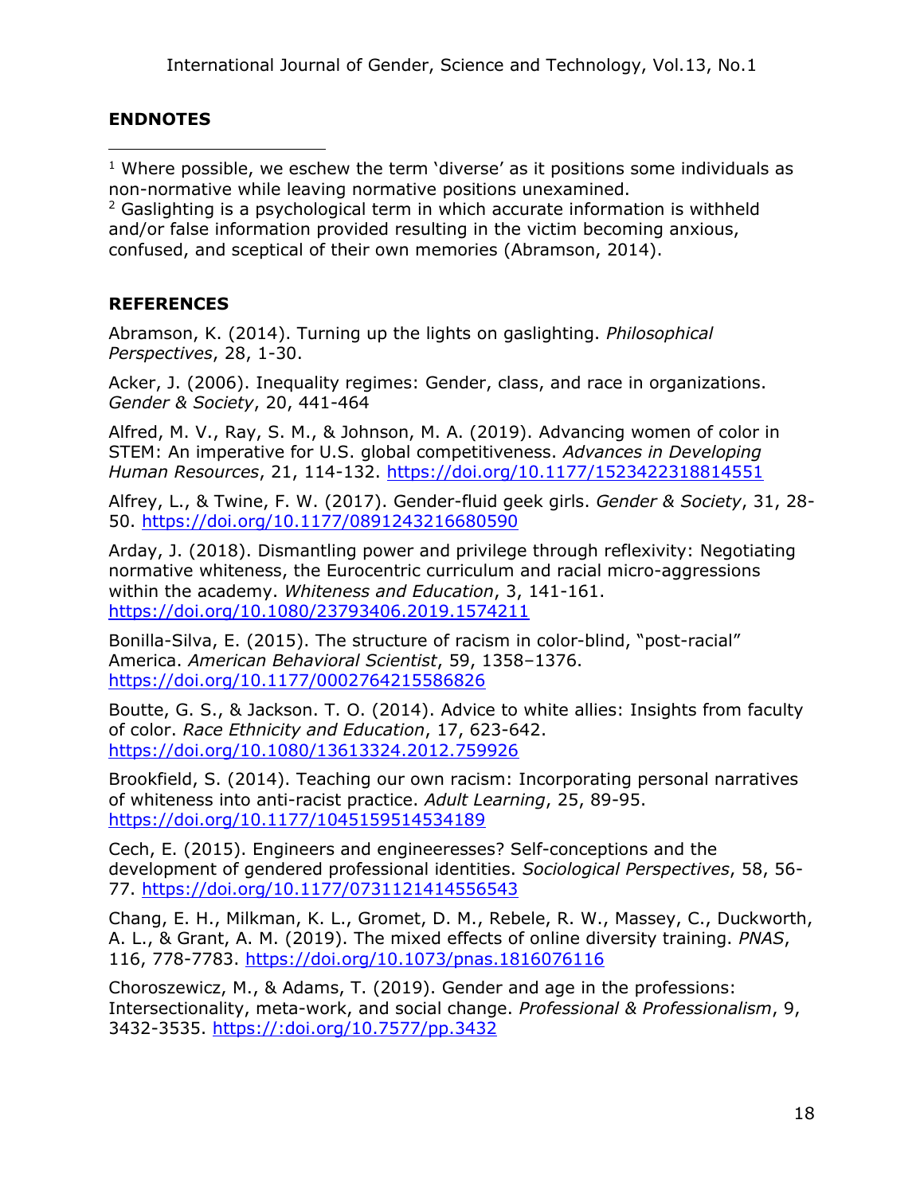## ENDNOTES

[1] Where possible, we eschew the term 'diverse' as it positions some individuals as non-normative while leaving normative positions unexamined.

[2] Gaslighting is a psychological term in which accurate information is withheld and/or false information provided resulting in the victim becoming anxious, confused, and sceptical of their own memories (Abramson, 2014).

## REFERENCES

Abramson, K. (2014). Turning up the lights on gaslighting. *Philosophical Perspectives*, 28, 1-30.

Acker, J. (2006). Inequality regimes: Gender, class, and race in organizations. *Gender & Society*, 20, 441-464

Alfred, M. V., Ray, S. M., & Johnson, M. A. (2019). Advancing women of color in STEM: An imperative for U.S. global competitiveness. *Advances in Developing Human Resources*, 21, 114-132. https://doi.org/10.1177/1523422318814551

Alfrey, L., & Twine, F. W. (2017). Gender-fluid geek girls. *Gender & Society*, 31, 28-50. https://doi.org/10.1177/0891243216680590

Arday, J. (2018). Dismantling power and privilege through reflexivity: Negotiating normative whiteness, the Eurocentric curriculum and racial micro-aggressions within the academy. *Whiteness and Education*, 3, 141-161. https://doi.org/10.1080/23793406.2019.1574211

Bonilla-Silva, E. (2015). The structure of racism in color-blind, "post-racial" America. *American Behavioral Scientist*, 59, 1358–1376. https://doi.org/10.1177/0002764215586826

Boutte, G. S., & Jackson. T. O. (2014). Advice to white allies: Insights from faculty of color. *Race Ethnicity and Education*, 17, 623-642. https://doi.org/10.1080/13613324.2012.759926

Brookfield, S. (2014). Teaching our own racism: Incorporating personal narratives of whiteness into anti-racist practice. *Adult Learning*, 25, 89-95. https://doi.org/10.1177/1045159514534189

Cech, E. (2015). Engineers and engineeresses? Self-conceptions and the development of gendered professional identities. *Sociological Perspectives*, 58, 56-77. https://doi.org/10.1177/0731121414556543

Chang, E. H., Milkman, K. L., Gromet, D. M., Rebele, R. W., Massey, C., Duckworth, A. L., & Grant, A. M. (2019). The mixed effects of online diversity training. *PNAS*, 116, 778-7783. https://doi.org/10.1073/pnas.1816076116

Choroszewicz, M., & Adams, T. (2019). Gender and age in the professions: Intersectionality, meta-work, and social change. *Professional & Professionalism*, 9, 3432-3535. https://:doi.org/10.7577/pp.3432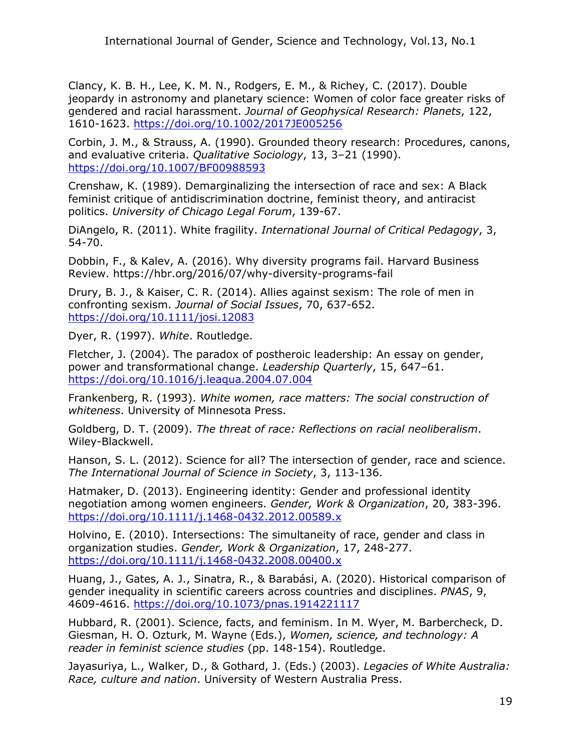Clancy, K. B. H., Lee, K. M. N., Rodgers, E. M., & Richey, C. (2017). Double jeopardy in astronomy and planetary science: Women of color face greater risks of gendered and racial harassment. *Journal of Geophysical Research: Planets*, 122, 1610-1623. https://doi.org/10.1002/2017JE005256

Corbin, J. M., & Strauss, A. (1990). Grounded theory research: Procedures, canons, and evaluative criteria. *Qualitative Sociology*, 13, 3–21 (1990). https://doi.org/10.1007/BF00988593

Crenshaw, K. (1989). Demarginalizing the intersection of race and sex: A Black feminist critique of antidiscrimination doctrine, feminist theory, and antiracist politics. *University of Chicago Legal Forum*, 139-67.

DiAngelo, R. (2011). White fragility. *International Journal of Critical Pedagogy*, 3, 54-70.

Dobbin, F., & Kalev, A. (2016). Why diversity programs fail. Harvard Business Review. https://hbr.org/2016/07/why-diversity-programs-fail

Drury, B. J., & Kaiser, C. R. (2014). Allies against sexism: The role of men in confronting sexism. *Journal of Social Issues*, 70, 637-652. https://doi.org/10.1111/josi.12083

Dyer, R. (1997). *White*. Routledge.

Fletcher, J. (2004). The paradox of postheroic leadership: An essay on gender, power and transformational change. *Leadership Quarterly*, 15, 647–61. https://doi.org/10.1016/j.leaqua.2004.07.004

Frankenberg, R. (1993). *White women, race matters: The social construction of whiteness*. University of Minnesota Press.

Goldberg, D. T. (2009). *The threat of race: Reflections on racial neoliberalism*. Wiley-Blackwell.

Hanson, S. L. (2012). Science for all? The intersection of gender, race and science. *The International Journal of Science in Society*, 3, 113-136.

Hatmaker, D. (2013). Engineering identity: Gender and professional identity negotiation among women engineers. *Gender, Work & Organization*, 20, 383-396. https://doi.org/10.1111/j.1468-0432.2012.00589.x

Holvino, E. (2010). Intersections: The simultaneity of race, gender and class in organization studies. *Gender, Work & Organization*, 17, 248-277. https://doi.org/10.1111/j.1468-0432.2008.00400.x

Huang, J., Gates, A. J., Sinatra, R., & Barabási, A. (2020). Historical comparison of gender inequality in scientific careers across countries and disciplines. *PNAS*, 9, 4609-4616. https://doi.org/10.1073/pnas.1914221117

Hubbard, R. (2001). Science, facts, and feminism. In M. Wyer, M. Barbercheck, D. Giesman, H. O. Ozturk, M. Wayne (Eds.), *Women, science, and technology: A reader in feminist science studies* (pp. 148-154). Routledge.

Jayasuriya, L., Walker, D., & Gothard, J. (Eds.) (2003). *Legacies of White Australia: Race, culture and nation*. University of Western Australia Press.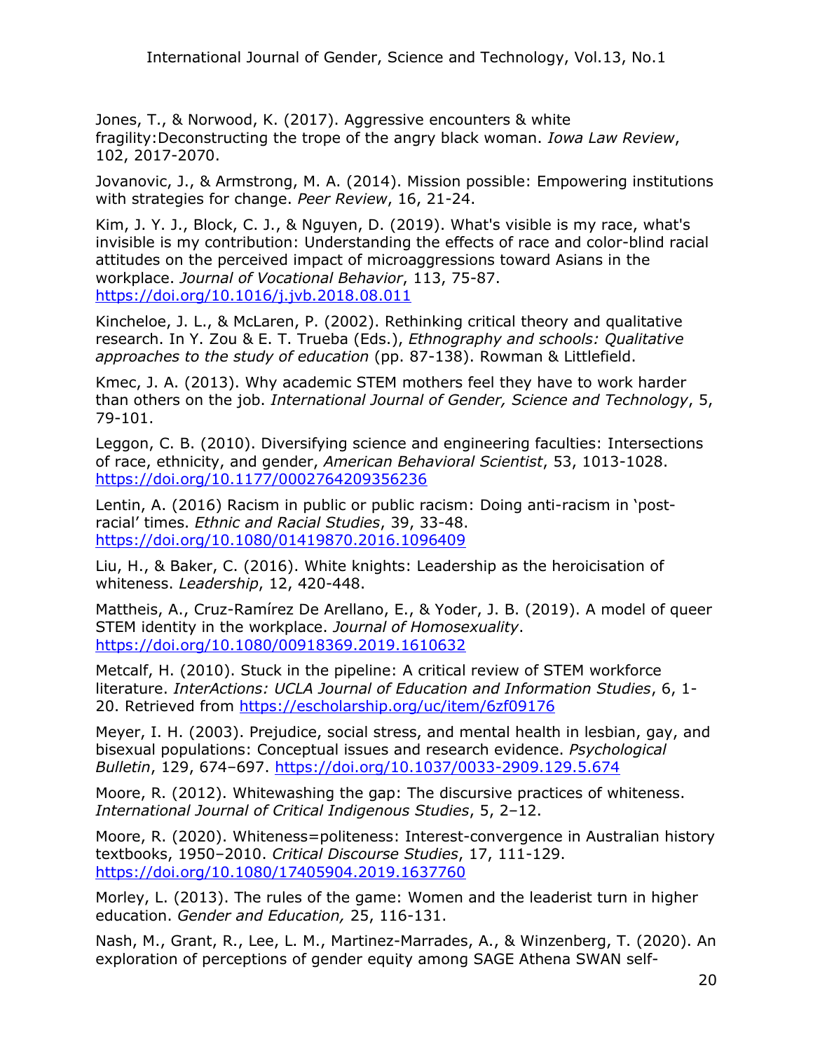Jones, T., & Norwood, K. (2017). Aggressive encounters & white fragility:Deconstructing the trope of the angry black woman. *Iowa Law Review*, 102, 2017-2070.

Jovanovic, J., & Armstrong, M. A. (2014). Mission possible: Empowering institutions with strategies for change. *Peer Review*, 16, 21-24.

Kim, J. Y. J., Block, C. J., & Nguyen, D. (2019). What's visible is my race, what's invisible is my contribution: Understanding the effects of race and color-blind racial attitudes on the perceived impact of microaggressions toward Asians in the workplace. *Journal of Vocational Behavior*, 113, 75-87. https://doi.org/10.1016/j.jvb.2018.08.011

Kincheloe, J. L., & McLaren, P. (2002). Rethinking critical theory and qualitative research. In Y. Zou & E. T. Trueba (Eds.), *Ethnography and schools: Qualitative approaches to the study of education* (pp. 87-138). Rowman & Littlefield.

Kmec, J. A. (2013). Why academic STEM mothers feel they have to work harder than others on the job. *International Journal of Gender, Science and Technology*, 5, 79-101.

Leggon, C. B. (2010). Diversifying science and engineering faculties: Intersections of race, ethnicity, and gender, *American Behavioral Scientist*, 53, 1013-1028. https://doi.org/10.1177/0002764209356236

Lentin, A. (2016) Racism in public or public racism: Doing anti-racism in 'post-racial' times. *Ethnic and Racial Studies*, 39, 33-48. https://doi.org/10.1080/01419870.2016.1096409

Liu, H., & Baker, C. (2016). White knights: Leadership as the heroicisation of whiteness. *Leadership*, 12, 420-448.

Mattheis, A., Cruz-Ramírez De Arellano, E., & Yoder, J. B. (2019). A model of queer STEM identity in the workplace. *Journal of Homosexuality*. https://doi.org/10.1080/00918369.2019.1610632

Metcalf, H. (2010). Stuck in the pipeline: A critical review of STEM workforce literature. *InterActions: UCLA Journal of Education and Information Studies*, 6, 1-20. Retrieved from https://escholarship.org/uc/item/6zf09176

Meyer, I. H. (2003). Prejudice, social stress, and mental health in lesbian, gay, and bisexual populations: Conceptual issues and research evidence. *Psychological Bulletin*, 129, 674–697. https://doi.org/10.1037/0033-2909.129.5.674

Moore, R. (2012). Whitewashing the gap: The discursive practices of whiteness. *International Journal of Critical Indigenous Studies*, 5, 2–12.

Moore, R. (2020). Whiteness=politeness: Interest-convergence in Australian history textbooks, 1950–2010. *Critical Discourse Studies*, 17, 111-129. https://doi.org/10.1080/17405904.2019.1637760

Morley, L. (2013). The rules of the game: Women and the leaderist turn in higher education. *Gender and Education,* 25, 116-131.

Nash, M., Grant, R., Lee, L. M., Martinez-Marrades, A., & Winzenberg, T. (2020). An exploration of perceptions of gender equity among SAGE Athena SWAN self-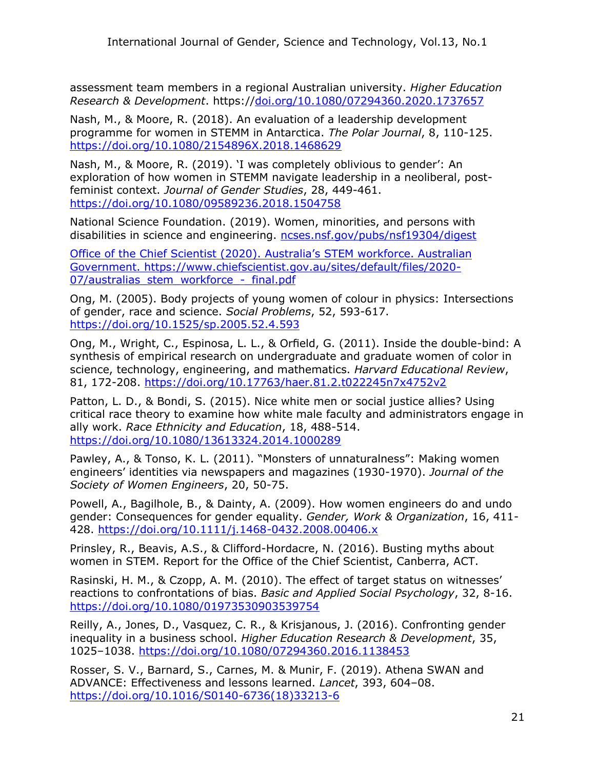assessment team members in a regional Australian university. *Higher Education Research & Development*. https://doi.org/10.1080/07294360.2020.1737657

Nash, M., & Moore, R. (2018). An evaluation of a leadership development programme for women in STEMM in Antarctica. *The Polar Journal*, 8, 110-125. https://doi.org/10.1080/2154896X.2018.1468629

Nash, M., & Moore, R. (2019). 'I was completely oblivious to gender': An exploration of how women in STEMM navigate leadership in a neoliberal, post-feminist context. *Journal of Gender Studies*, 28, 449-461. https://doi.org/10.1080/09589236.2018.1504758

National Science Foundation. (2019). Women, minorities, and persons with disabilities in science and engineering. ncses.nsf.gov/pubs/nsf19304/digest

Office of the Chief Scientist (2020). Australia's STEM workforce. Australian Government. https://www.chiefscientist.gov.au/sites/default/files/2020-07/australias_stem_workforce_-_final.pdf

Ong, M. (2005). Body projects of young women of colour in physics: Intersections of gender, race and science. *Social Problems*, 52, 593-617. https://doi.org/10.1525/sp.2005.52.4.593

Ong, M., Wright, C., Espinosa, L. L., & Orfield, G. (2011). Inside the double-bind: A synthesis of empirical research on undergraduate and graduate women of color in science, technology, engineering, and mathematics. *Harvard Educational Review*, 81, 172-208. https://doi.org/10.17763/haer.81.2.t022245n7x4752v2

Patton, L. D., & Bondi, S. (2015). Nice white men or social justice allies? Using critical race theory to examine how white male faculty and administrators engage in ally work. *Race Ethnicity and Education*, 18, 488-514. https://doi.org/10.1080/13613324.2014.1000289

Pawley, A., & Tonso, K. L. (2011). "Monsters of unnaturalness": Making women engineers' identities via newspapers and magazines (1930-1970). *Journal of the Society of Women Engineers*, 20, 50-75.

Powell, A., Bagilhole, B., & Dainty, A. (2009). How women engineers do and undo gender: Consequences for gender equality. *Gender, Work & Organization*, 16, 411-428. https://doi.org/10.1111/j.1468-0432.2008.00406.x

Prinsley, R., Beavis, A.S., & Clifford-Hordacre, N. (2016). Busting myths about women in STEM. Report for the Office of the Chief Scientist, Canberra, ACT.

Rasinski, H. M., & Czopp, A. M. (2010). The effect of target status on witnesses' reactions to confrontations of bias. *Basic and Applied Social Psychology*, 32, 8-16. https://doi.org/10.1080/01973530903539754

Reilly, A., Jones, D., Vasquez, C. R., & Krisjanous, J. (2016). Confronting gender inequality in a business school. *Higher Education Research & Development*, 35, 1025–1038. https://doi.org/10.1080/07294360.2016.1138453

Rosser, S. V., Barnard, S., Carnes, M. & Munir, F. (2019). Athena SWAN and ADVANCE: Effectiveness and lessons learned. *Lancet*, 393, 604–08. https://doi.org/10.1016/S0140-6736(18)33213-6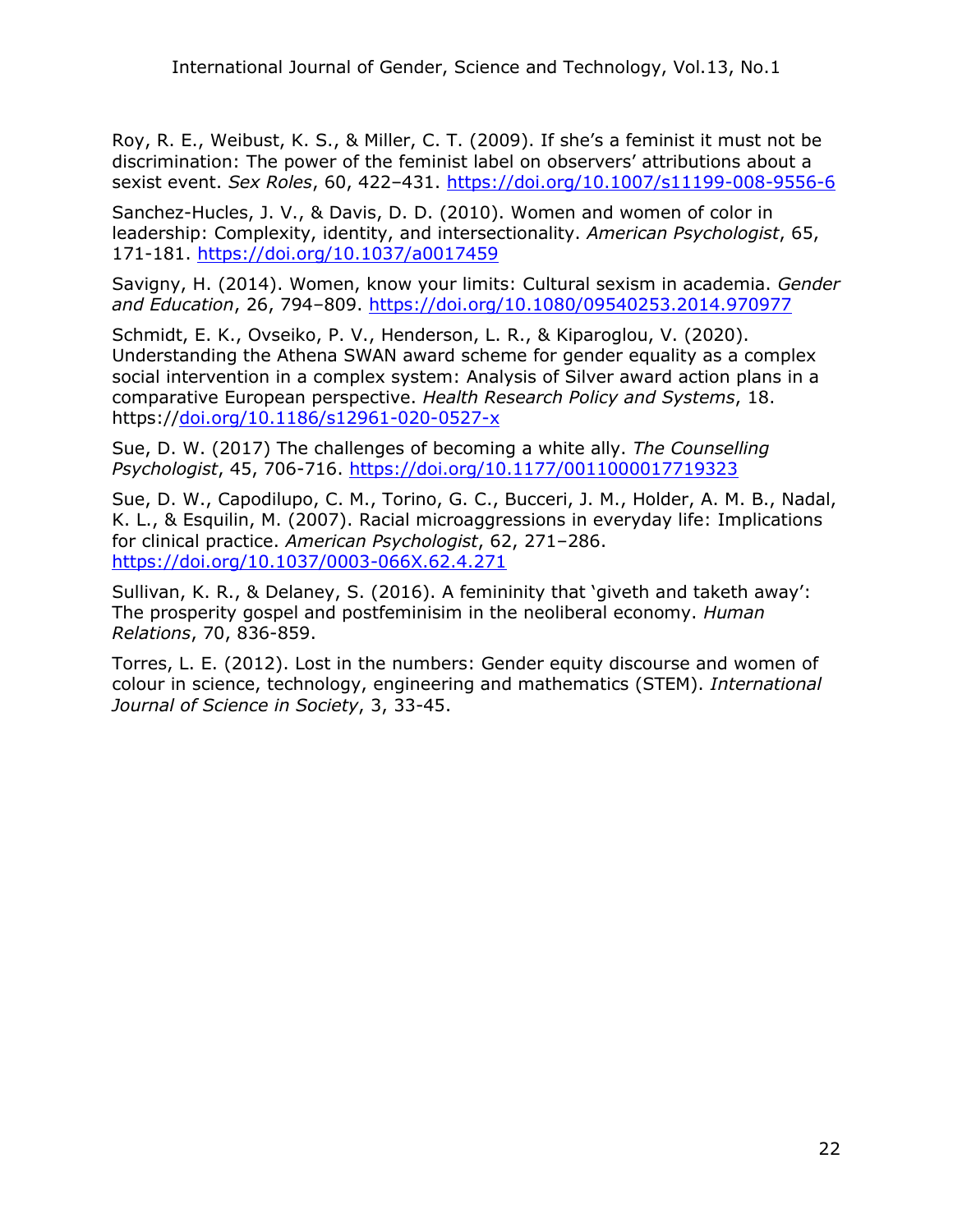Roy, R. E., Weibust, K. S., & Miller, C. T. (2009). If she's a feminist it must not be discrimination: The power of the feminist label on observers' attributions about a sexist event. *Sex Roles*, 60, 422–431. https://doi.org/10.1007/s11199-008-9556-6

Sanchez-Hucles, J. V., & Davis, D. D. (2010). Women and women of color in leadership: Complexity, identity, and intersectionality. *American Psychologist*, 65, 171-181. https://doi.org/10.1037/a0017459

Savigny, H. (2014). Women, know your limits: Cultural sexism in academia. *Gender and Education*, 26, 794–809. https://doi.org/10.1080/09540253.2014.970977

Schmidt, E. K., Ovseiko, P. V., Henderson, L. R., & Kiparoglou, V. (2020). Understanding the Athena SWAN award scheme for gender equality as a complex social intervention in a complex system: Analysis of Silver award action plans in a comparative European perspective. *Health Research Policy and Systems*, 18. https://doi.org/10.1186/s12961-020-0527-x

Sue, D. W. (2017) The challenges of becoming a white ally. *The Counselling Psychologist*, 45, 706-716. https://doi.org/10.1177/0011000017719323

Sue, D. W., Capodilupo, C. M., Torino, G. C., Bucceri, J. M., Holder, A. M. B., Nadal, K. L., & Esquilin, M. (2007). Racial microaggressions in everyday life: Implications for clinical practice. *American Psychologist*, 62, 271–286. https://doi.org/10.1037/0003-066X.62.4.271

Sullivan, K. R., & Delaney, S. (2016). A femininity that 'giveth and taketh away': The prosperity gospel and postfeminisim in the neoliberal economy. *Human Relations*, 70, 836-859.

Torres, L. E. (2012). Lost in the numbers: Gender equity discourse and women of colour in science, technology, engineering and mathematics (STEM). *International Journal of Science in Society*, 3, 33-45.